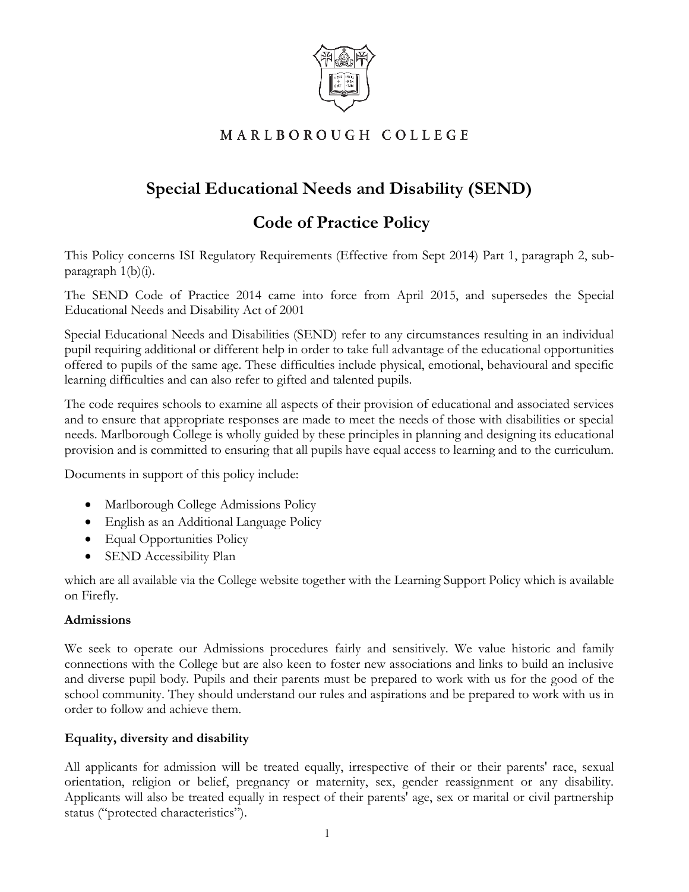MARLBOROUGH COLLEGE

# Special Educational Needs and Disability (SEND)

# Code of Practice Policy

This Policy concerns ISI Regulatory Requirements (Effective from Sept 2014) Part 1, paragraph 2, sub-paragraph 1(b)(i).

The SEND Code of Practice 2014 came into force from April 2015, and supersedes the Special Educational Needs and Disability Act of 2001

Special Educational Needs and Disabilities (SEND) refer to any circumstances resulting in an individual pupil requiring additional or different help in order to take full advantage of the educational opportunities offered to pupils of the same age. These difficulties include physical, emotional, behavioural and specific learning difficulties and can also refer to gifted and talented pupils.

The code requires schools to examine all aspects of their provision of educational and associated services and to ensure that appropriate responses are made to meet the needs of those with disabilities or special needs. Marlborough College is wholly guided by these principles in planning and designing its educational provision and is committed to ensuring that all pupils have equal access to learning and to the curriculum.

Documents in support of this policy include:

- Marlborough College Admissions Policy
- English as an Additional Language Policy
- Equal Opportunities Policy
- SEND Accessibility Plan

which are all available via the College website together with the Learning Support Policy which is available on Firefly.

**Admissions**

We seek to operate our Admissions procedures fairly and sensitively. We value historic and family connections with the College but are also keen to foster new associations and links to build an inclusive and diverse pupil body. Pupils and their parents must be prepared to work with us for the good of the school community. They should understand our rules and aspirations and be prepared to work with us in order to follow and achieve them.

**Equality, diversity and disability**

All applicants for admission will be treated equally, irrespective of their or their parents' race, sexual orientation, religion or belief, pregnancy or maternity, sex, gender reassignment or any disability. Applicants will also be treated equally in respect of their parents' age, sex or marital or civil partnership status ("protected characteristics").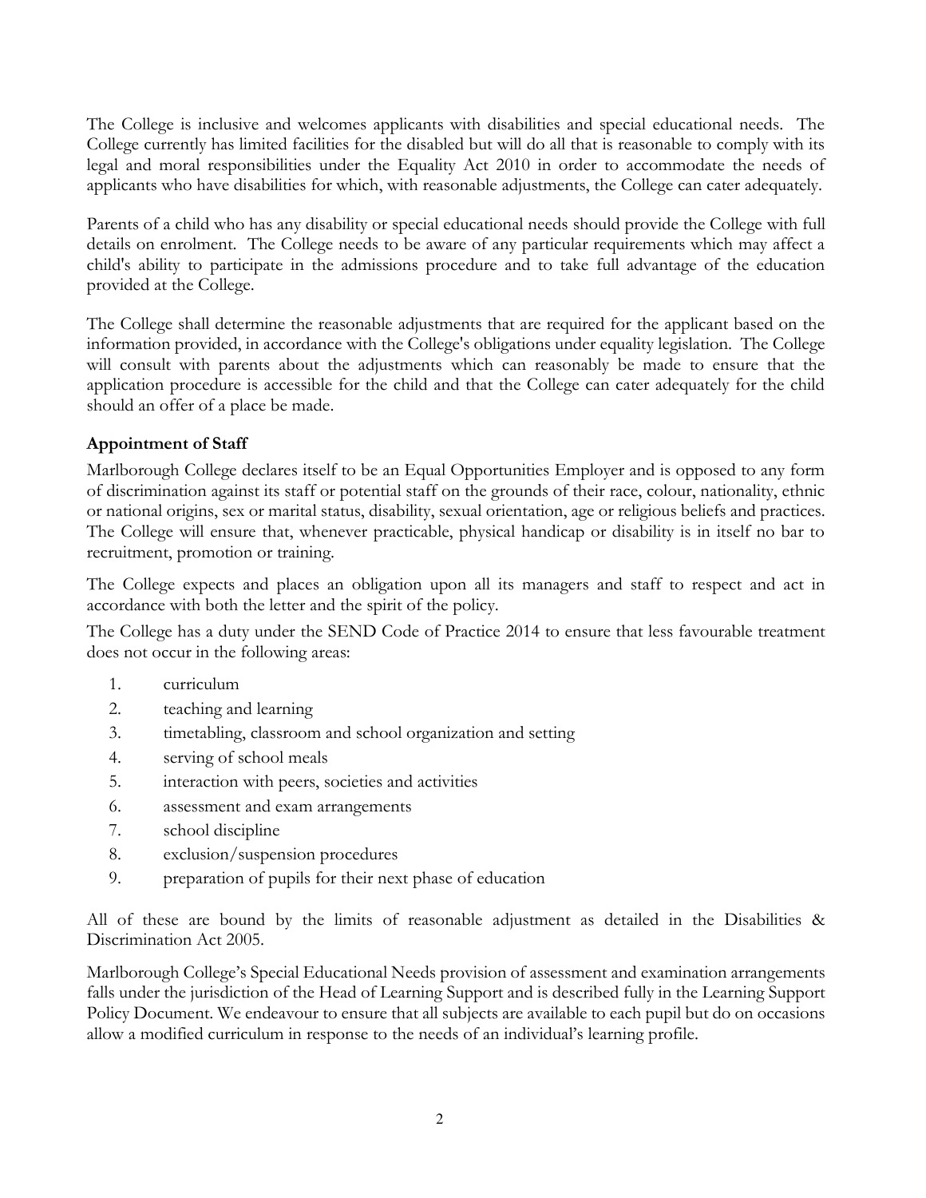The College is inclusive and welcomes applicants with disabilities and special educational needs. The College currently has limited facilities for the disabled but will do all that is reasonable to comply with its legal and moral responsibilities under the Equality Act 2010 in order to accommodate the needs of applicants who have disabilities for which, with reasonable adjustments, the College can cater adequately.

Parents of a child who has any disability or special educational needs should provide the College with full details on enrolment. The College needs to be aware of any particular requirements which may affect a child's ability to participate in the admissions procedure and to take full advantage of the education provided at the College.

The College shall determine the reasonable adjustments that are required for the applicant based on the information provided, in accordance with the College's obligations under equality legislation. The College will consult with parents about the adjustments which can reasonably be made to ensure that the application procedure is accessible for the child and that the College can cater adequately for the child should an offer of a place be made.

### Appointment of Staff

Marlborough College declares itself to be an Equal Opportunities Employer and is opposed to any form of discrimination against its staff or potential staff on the grounds of their race, colour, nationality, ethnic or national origins, sex or marital status, disability, sexual orientation, age or religious beliefs and practices. The College will ensure that, whenever practicable, physical handicap or disability is in itself no bar to recruitment, promotion or training.

The College expects and places an obligation upon all its managers and staff to respect and act in accordance with both the letter and the spirit of the policy.

The College has a duty under the SEND Code of Practice 2014 to ensure that less favourable treatment does not occur in the following areas:

1. curriculum
2. teaching and learning
3. timetabling, classroom and school organization and setting
4. serving of school meals
5. interaction with peers, societies and activities
6. assessment and exam arrangements
7. school discipline
8. exclusion/suspension procedures
9. preparation of pupils for their next phase of education

All of these are bound by the limits of reasonable adjustment as detailed in the Disabilities & Discrimination Act 2005.

Marlborough College's Special Educational Needs provision of assessment and examination arrangements falls under the jurisdiction of the Head of Learning Support and is described fully in the Learning Support Policy Document. We endeavour to ensure that all subjects are available to each pupil but do on occasions allow a modified curriculum in response to the needs of an individual's learning profile.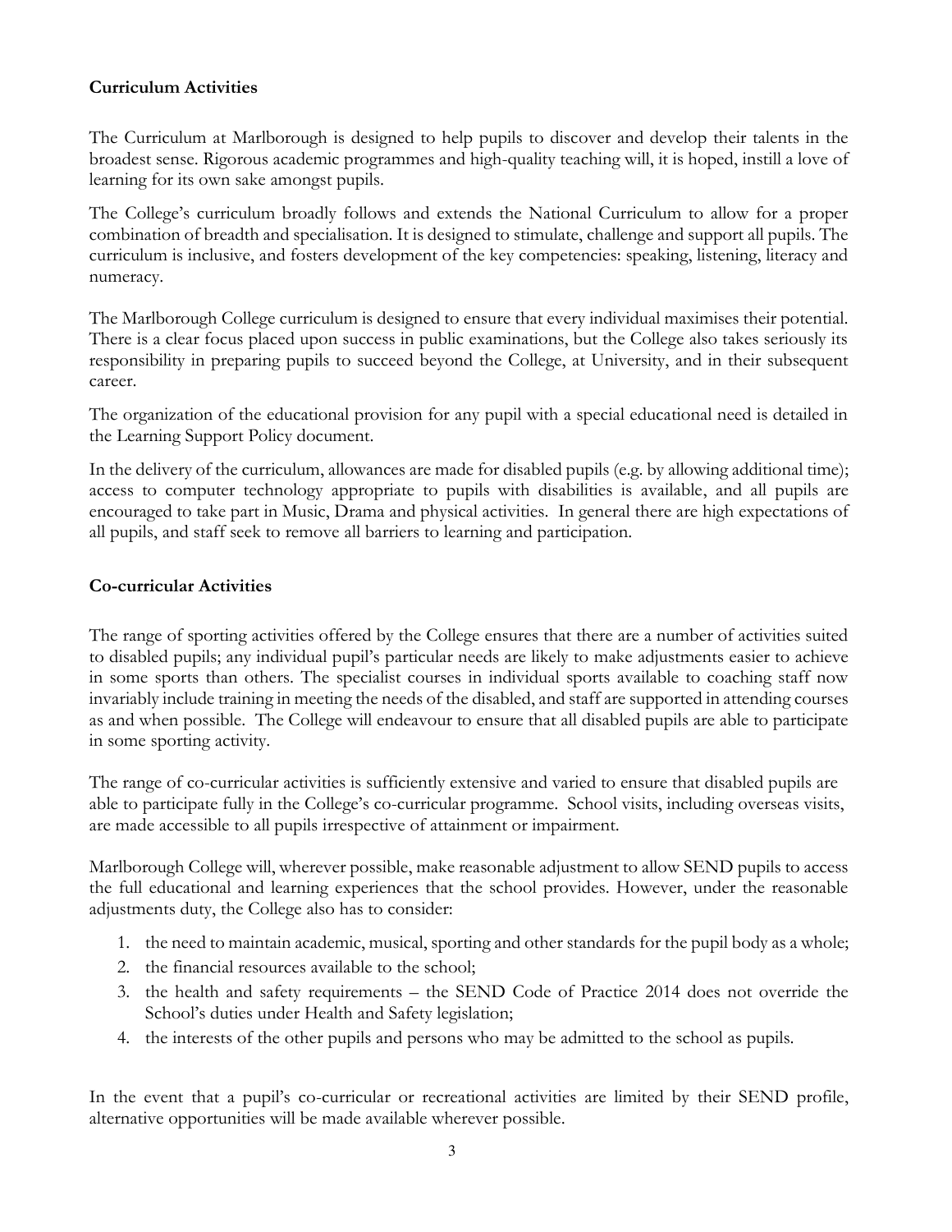**Curriculum Activities**

The Curriculum at Marlborough is designed to help pupils to discover and develop their talents in the broadest sense. Rigorous academic programmes and high-quality teaching will, it is hoped, instill a love of learning for its own sake amongst pupils.

The College's curriculum broadly follows and extends the National Curriculum to allow for a proper combination of breadth and specialisation. It is designed to stimulate, challenge and support all pupils. The curriculum is inclusive, and fosters development of the key competencies: speaking, listening, literacy and numeracy.

The Marlborough College curriculum is designed to ensure that every individual maximises their potential. There is a clear focus placed upon success in public examinations, but the College also takes seriously its responsibility in preparing pupils to succeed beyond the College, at University, and in their subsequent career.

The organization of the educational provision for any pupil with a special educational need is detailed in the Learning Support Policy document.

In the delivery of the curriculum, allowances are made for disabled pupils (e.g. by allowing additional time); access to computer technology appropriate to pupils with disabilities is available, and all pupils are encouraged to take part in Music, Drama and physical activities. In general there are high expectations of all pupils, and staff seek to remove all barriers to learning and participation.

**Co-curricular Activities**

The range of sporting activities offered by the College ensures that there are a number of activities suited to disabled pupils; any individual pupil's particular needs are likely to make adjustments easier to achieve in some sports than others. The specialist courses in individual sports available to coaching staff now invariably include training in meeting the needs of the disabled, and staff are supported in attending courses as and when possible. The College will endeavour to ensure that all disabled pupils are able to participate in some sporting activity.

The range of co-curricular activities is sufficiently extensive and varied to ensure that disabled pupils are able to participate fully in the College's co-curricular programme. School visits, including overseas visits, are made accessible to all pupils irrespective of attainment or impairment.

Marlborough College will, wherever possible, make reasonable adjustment to allow SEND pupils to access the full educational and learning experiences that the school provides. However, under the reasonable adjustments duty, the College also has to consider:

1. the need to maintain academic, musical, sporting and other standards for the pupil body as a whole;
2. the financial resources available to the school;
3. the health and safety requirements – the SEND Code of Practice 2014 does not override the School's duties under Health and Safety legislation;
4. the interests of the other pupils and persons who may be admitted to the school as pupils.

In the event that a pupil's co-curricular or recreational activities are limited by their SEND profile, alternative opportunities will be made available wherever possible.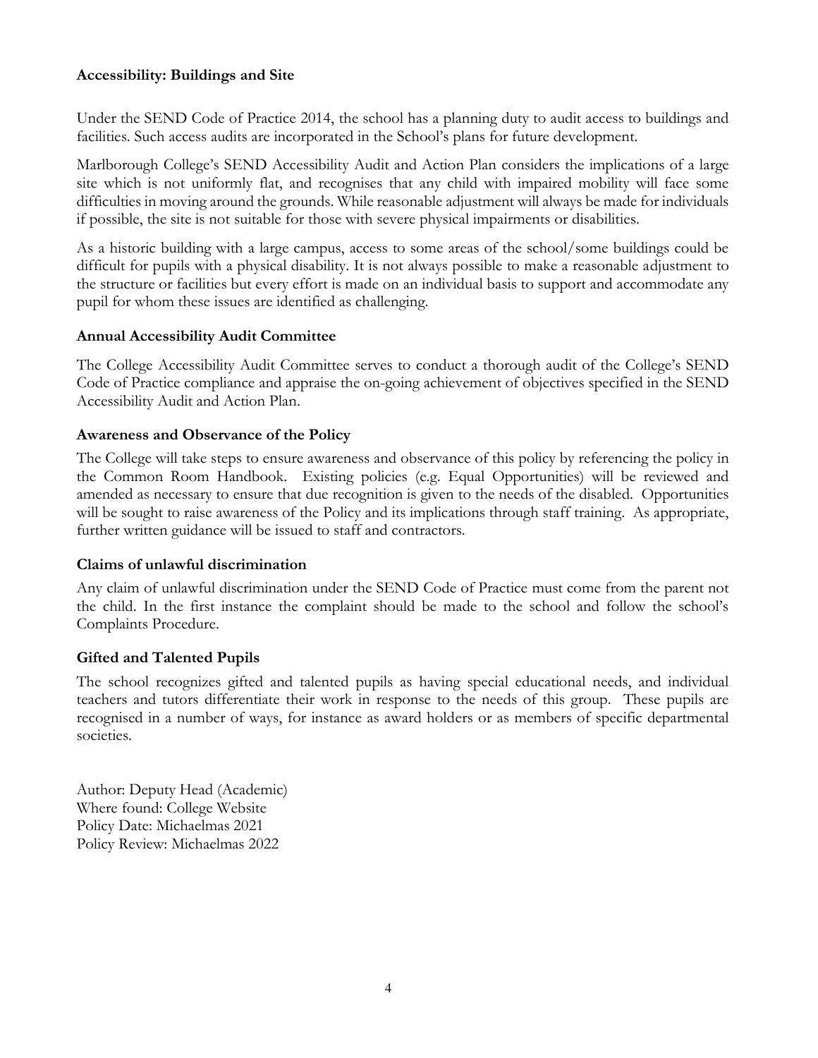**Accessibility: Buildings and Site**

Under the SEND Code of Practice 2014, the school has a planning duty to audit access to buildings and facilities. Such access audits are incorporated in the School's plans for future development.

Marlborough College's SEND Accessibility Audit and Action Plan considers the implications of a large site which is not uniformly flat, and recognises that any child with impaired mobility will face some difficulties in moving around the grounds. While reasonable adjustment will always be made for individuals if possible, the site is not suitable for those with severe physical impairments or disabilities.

As a historic building with a large campus, access to some areas of the school/some buildings could be difficult for pupils with a physical disability. It is not always possible to make a reasonable adjustment to the structure or facilities but every effort is made on an individual basis to support and accommodate any pupil for whom these issues are identified as challenging.

**Annual Accessibility Audit Committee**

The College Accessibility Audit Committee serves to conduct a thorough audit of the College's SEND Code of Practice compliance and appraise the on-going achievement of objectives specified in the SEND Accessibility Audit and Action Plan.

**Awareness and Observance of the Policy**

The College will take steps to ensure awareness and observance of this policy by referencing the policy in the Common Room Handbook. Existing policies (e.g. Equal Opportunities) will be reviewed and amended as necessary to ensure that due recognition is given to the needs of the disabled. Opportunities will be sought to raise awareness of the Policy and its implications through staff training. As appropriate, further written guidance will be issued to staff and contractors.

**Claims of unlawful discrimination**

Any claim of unlawful discrimination under the SEND Code of Practice must come from the parent not the child. In the first instance the complaint should be made to the school and follow the school's Complaints Procedure.

**Gifted and Talented Pupils**

The school recognizes gifted and talented pupils as having special educational needs, and individual teachers and tutors differentiate their work in response to the needs of this group. These pupils are recognised in a number of ways, for instance as award holders or as members of specific departmental societies.

Author: Deputy Head (Academic)
Where found: College Website
Policy Date: Michaelmas 2021
Policy Review: Michaelmas 2022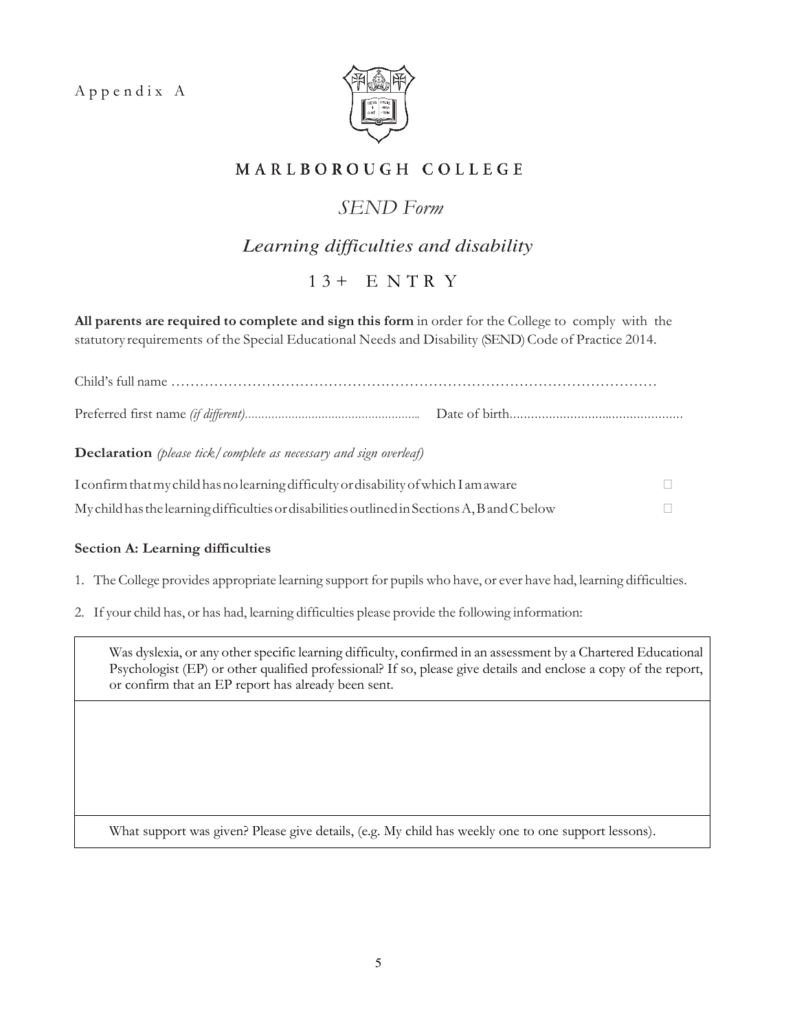Appendix A

# MARLBOROUGH COLLEGE

## *SEND Form*

## *Learning difficulties and disability*

## 13+ ENTRY

**All parents are required to complete and sign this form** in order for the College to comply with the statutory requirements of the Special Educational Needs and Disability (SEND) Code of Practice 2014.

Child's full name ……………………………………………………………………………………………

Preferred first name *(if different)*…………………………………………… Date of birth……………………………………………

**Declaration** *(please tick/complete as necessary and sign overleaf)*

I confirm that my child has no learning difficulty or disability of which I am aware ☐

My child has the learning difficulties or disabilities outlined in Sections A, B and C below ☐

### Section A: Learning difficulties

1. The College provides appropriate learning support for pupils who have, or ever have had, learning difficulties.
2. If your child has, or has had, learning difficulties please provide the following information:

| |
|---|
| Was dyslexia, or any other specific learning difficulty, confirmed in an assessment by a Chartered Educational Psychologist (EP) or other qualified professional? If so, please give details and enclose a copy of the report, or confirm that an EP report has already been sent. |
| |
| What support was given? Please give details, (e.g. My child has weekly one to one support lessons). |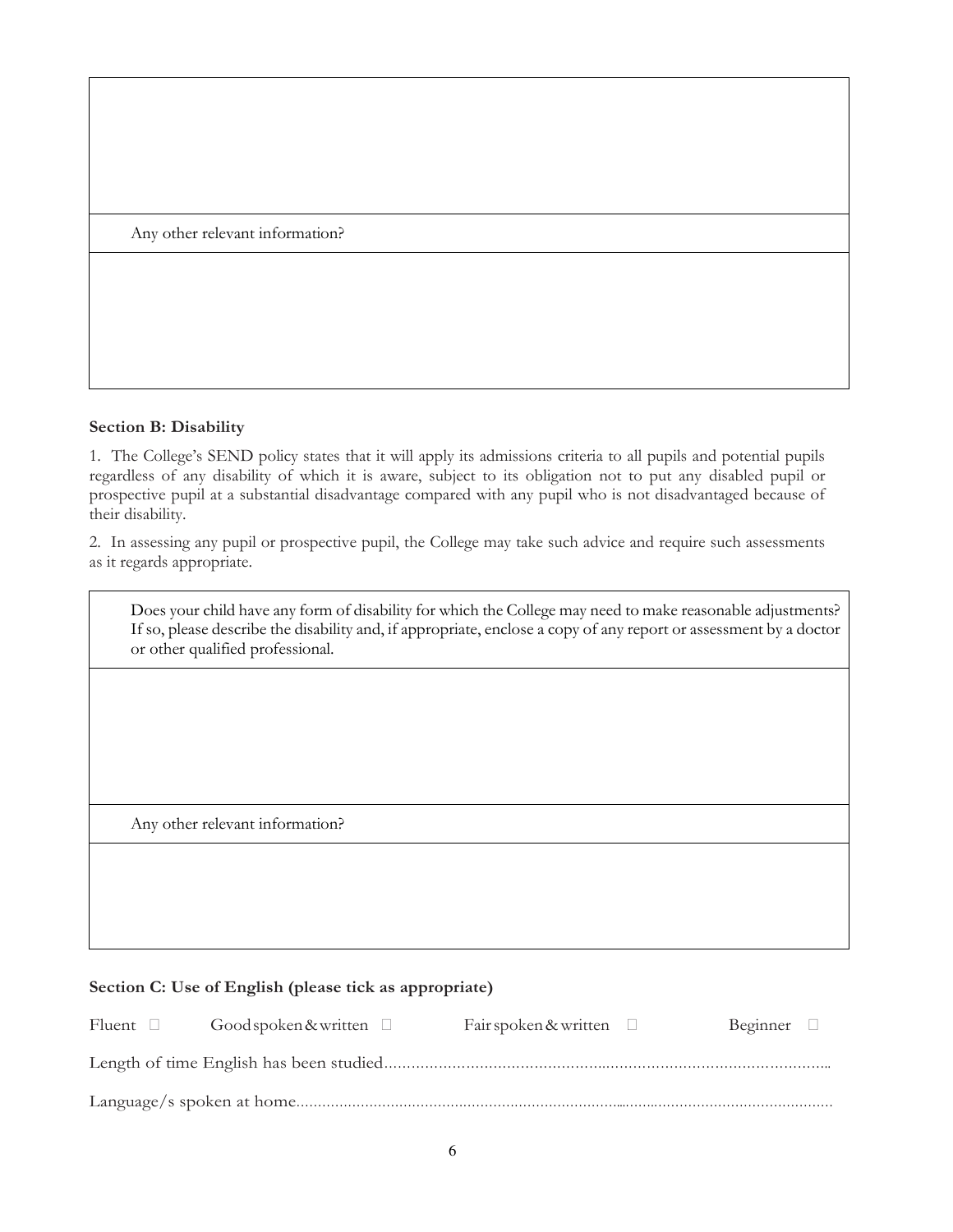Any other relevant information?

**Section B: Disability**

1. The College's SEND policy states that it will apply its admissions criteria to all pupils and potential pupils regardless of any disability of which it is aware, subject to its obligation not to put any disabled pupil or prospective pupil at a substantial disadvantage compared with any pupil who is not disadvantaged because of their disability.

2. In assessing any pupil or prospective pupil, the College may take such advice and require such assessments as it regards appropriate.

Does your child have any form of disability for which the College may need to make reasonable adjustments? If so, please describe the disability and, if appropriate, enclose a copy of any report or assessment by a doctor or other qualified professional.

Any other relevant information?

**Section C: Use of English (please tick as appropriate)**

Fluent ☐ Good spoken & written ☐ Fair spoken & written ☐ Beginner ☐

Length of time English has been studied..........................................................................................................

Language/s spoken at home..........................................................................................................................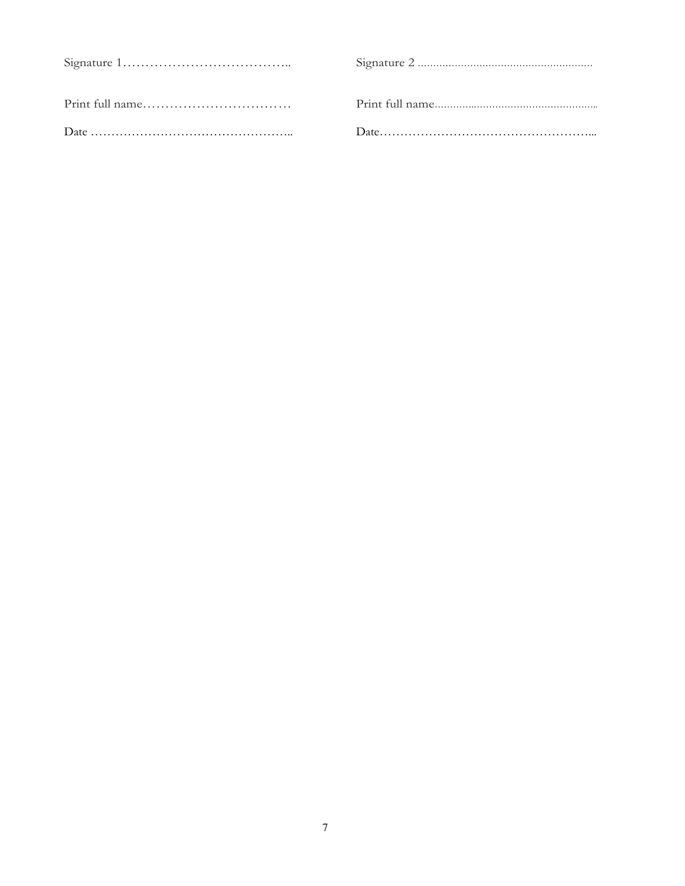Signature 1………………………………..

Print full name……………………………

Date …………………………………………..

Signature 2 ...........................................................

Print full name......................................................

Date……………………………………………...